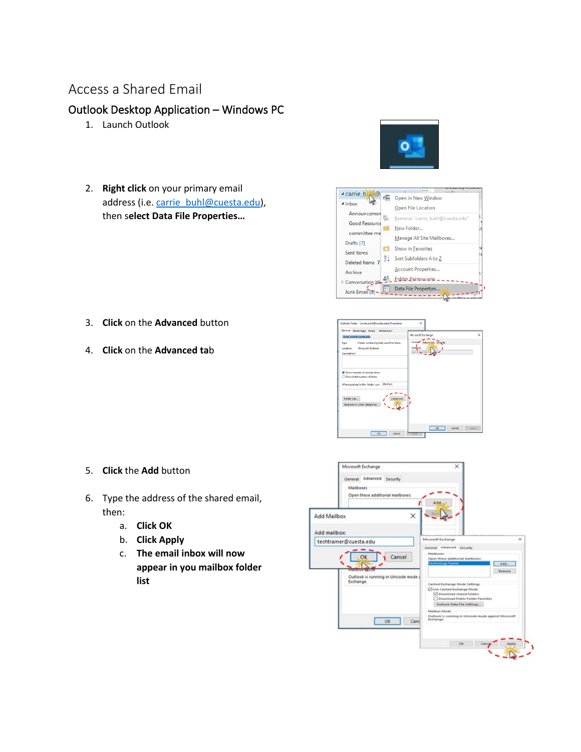# Access a Shared Email

## Outlook Desktop Application – Windows PC

1. Launch Outlook

2. **Right click** on your primary email address (i.e. carrie_buhl@cuesta.edu), then **select Data File Properties…**

3. **Click** on the **Advanced** button

4. **Click** on the **Advanced** ta**b**

5. **Click** the **Add** button

6. Type the address of the shared email, then:
   a. **Click OK**
   b. **Click Apply**
   c. **The email inbox will now appear in you mailbox folder list**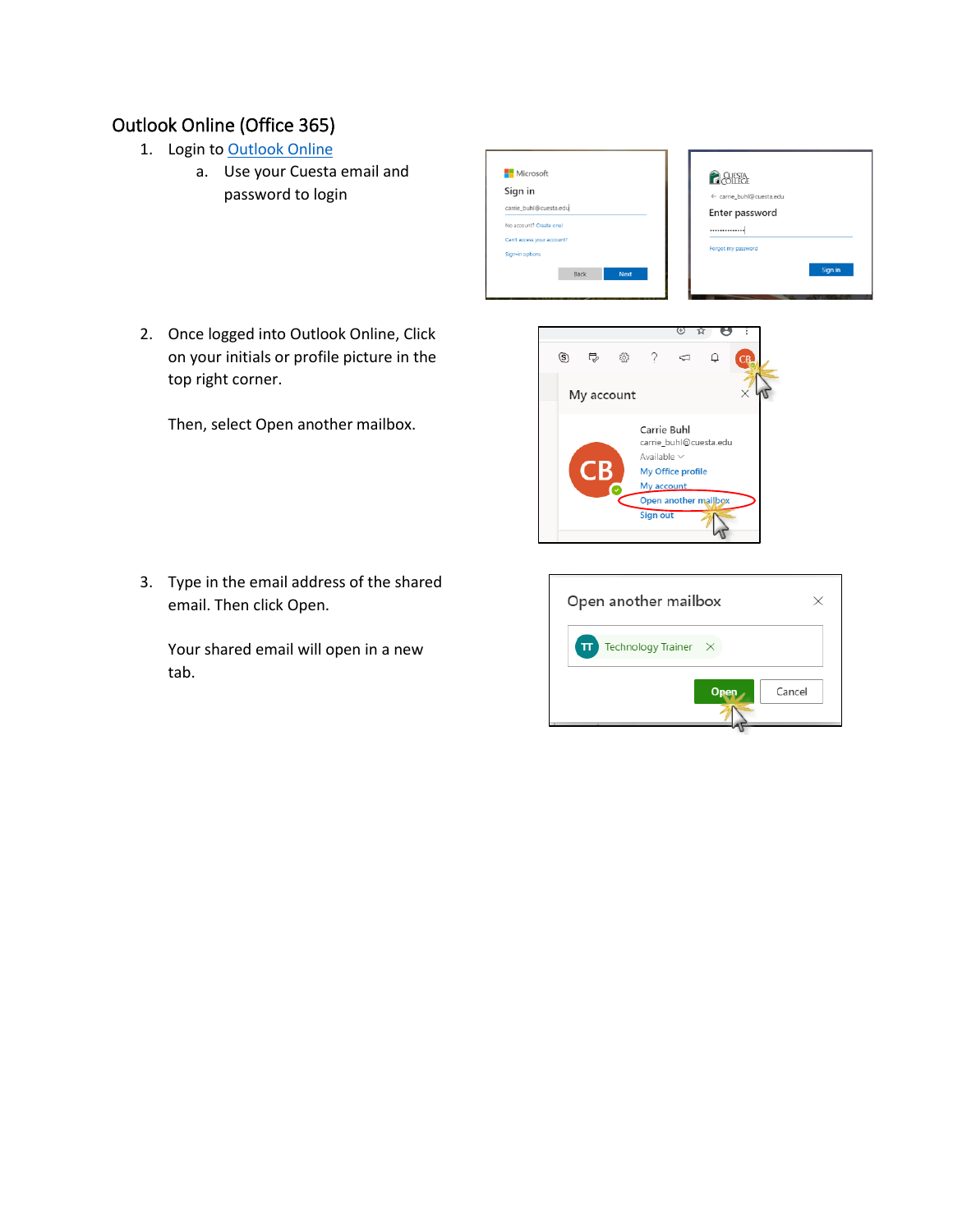## Outlook Online (Office 365)

1. Login to [Outlook Online]
   a. Use your Cuesta email and password to login

2. Once logged into Outlook Online, Click on your initials or profile picture in the top right corner.

   Then, select Open another mailbox.

3. Type in the email address of the shared email. Then click Open.

   Your shared email will open in a new tab.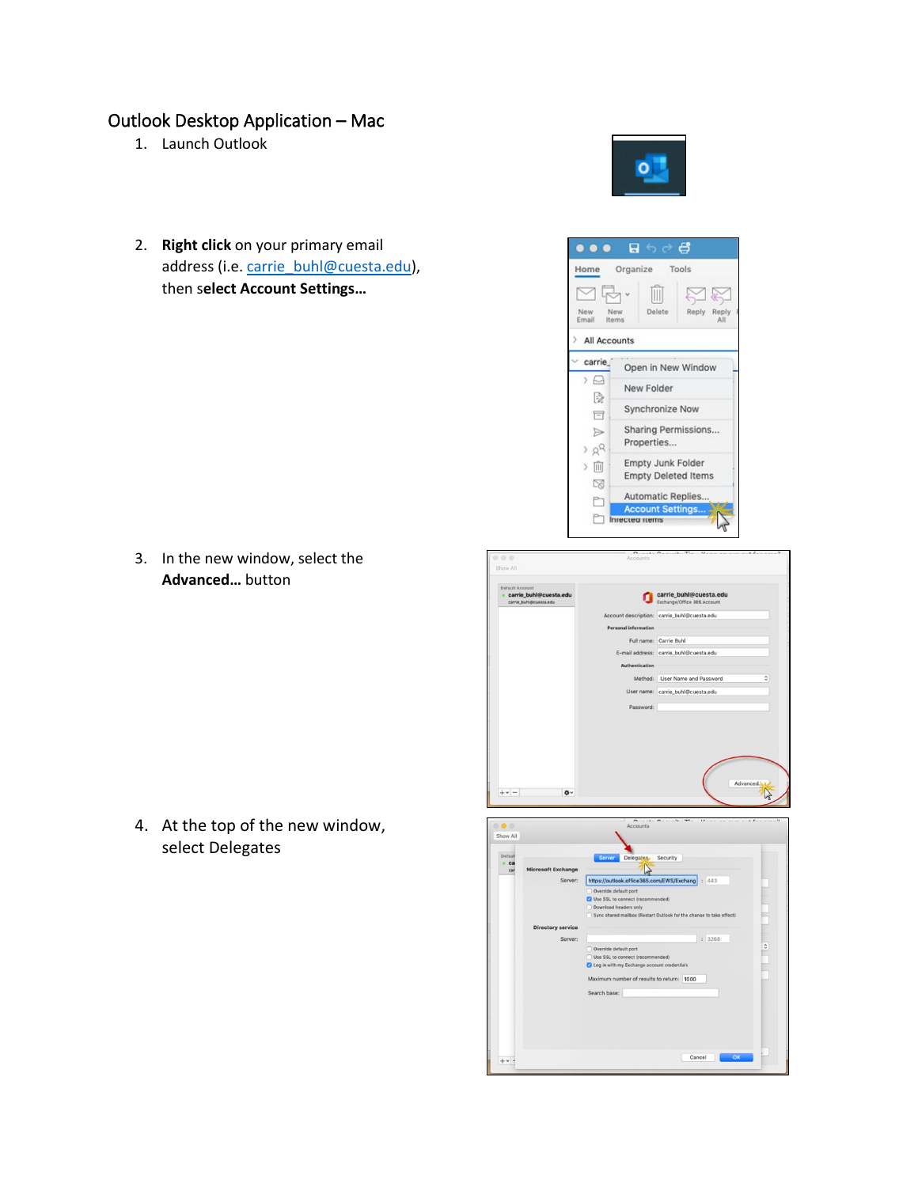## Outlook Desktop Application – Mac

1. Launch Outlook

2. **Right click** on your primary email address (i.e. carrie_buhl@cuesta.edu), then s**elect Account Settings…**

3. In the new window, select the **Advanced…** button

4. At the top of the new window, select Delegates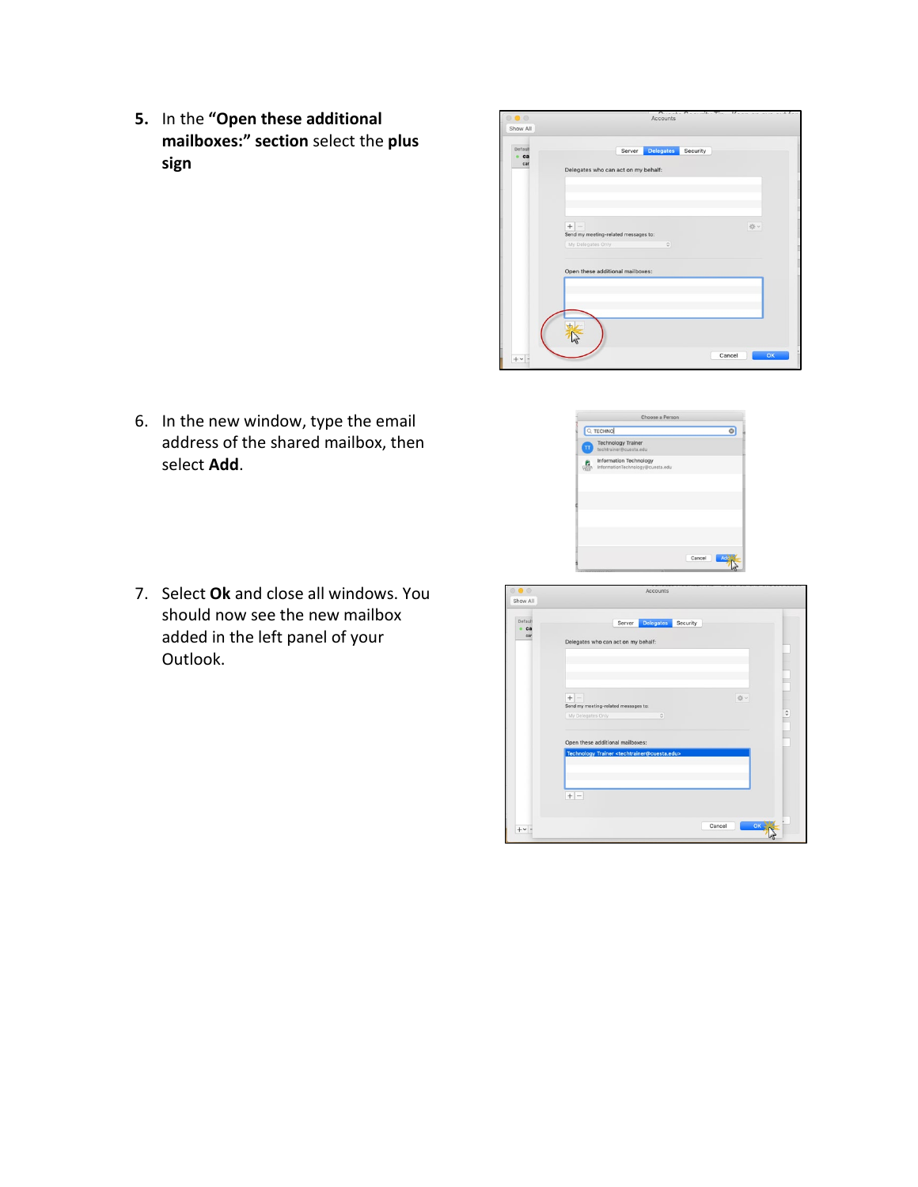5. In the **"Open these additional mailboxes:" section** select the **plus sign**

6. In the new window, type the email address of the shared mailbox, then select **Add**.

7. Select **Ok** and close all windows. You should now see the new mailbox added in the left panel of your Outlook.